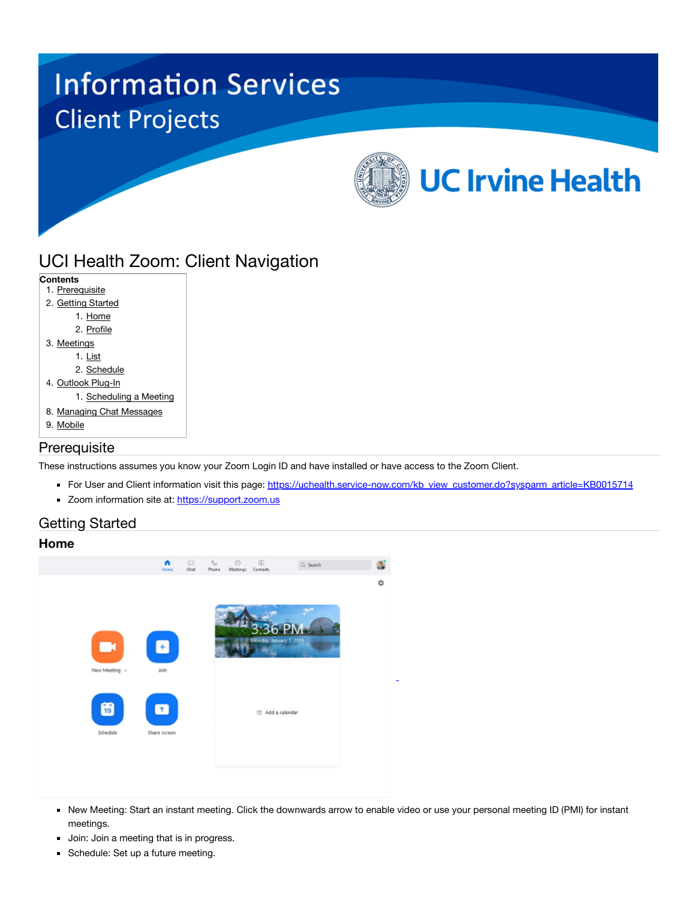# UCI Health Zoom: Client Navigation

**Contents**

1. Prerequisite
2. Getting Started
   1. Home
   2. Profile
3. Meetings
   1. List
   2. Schedule
4. Outlook Plug-In
   1. Scheduling a Meeting
8. Managing Chat Messages
9. Mobile

## Prerequisite

These instructions assumes you know your Zoom Login ID and have installed or have access to the Zoom Client.

- For User and Client information visit this page: https://uchealth.service-now.com/kb_view_customer.do?sysparm_article=KB0015714
- Zoom information site at: https://support.zoom.us

## Getting Started

### Home

- New Meeting: Start an instant meeting. Click the downwards arrow to enable video or use your personal meeting ID (PMI) for instant meetings.
- Join: Join a meeting that is in progress.
- Schedule: Set up a future meeting.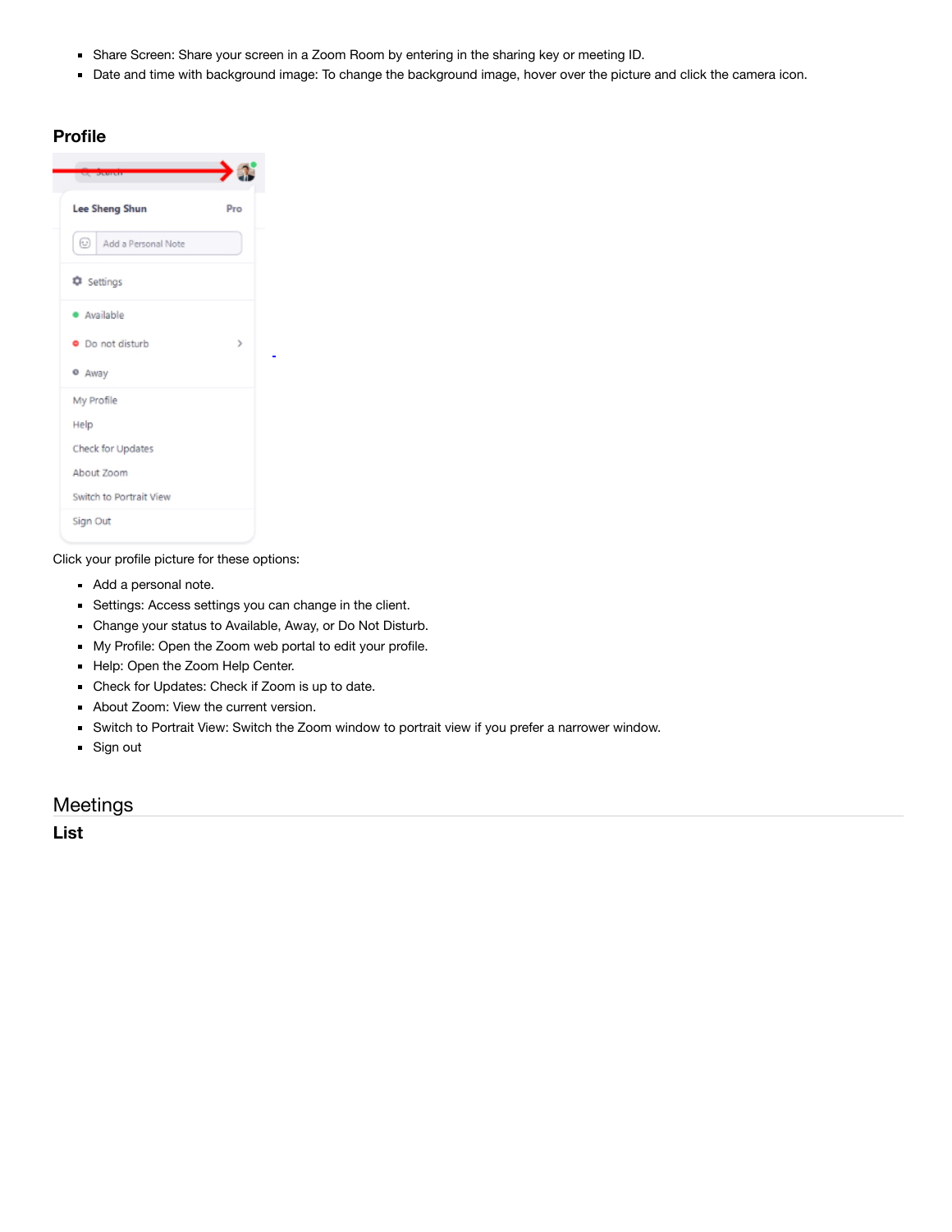- Share Screen: Share your screen in a Zoom Room by entering in the sharing key or meeting ID.
- Date and time with background image: To change the background image, hover over the picture and click the camera icon.

## Profile

Click your profile picture for these options:

- Add a personal note.
- Settings: Access settings you can change in the client.
- Change your status to Available, Away, or Do Not Disturb.
- My Profile: Open the Zoom web portal to edit your profile.
- Help: Open the Zoom Help Center.
- Check for Updates: Check if Zoom is up to date.
- About Zoom: View the current version.
- Switch to Portrait View: Switch the Zoom window to portrait view if you prefer a narrower window.
- Sign out

# Meetings

## List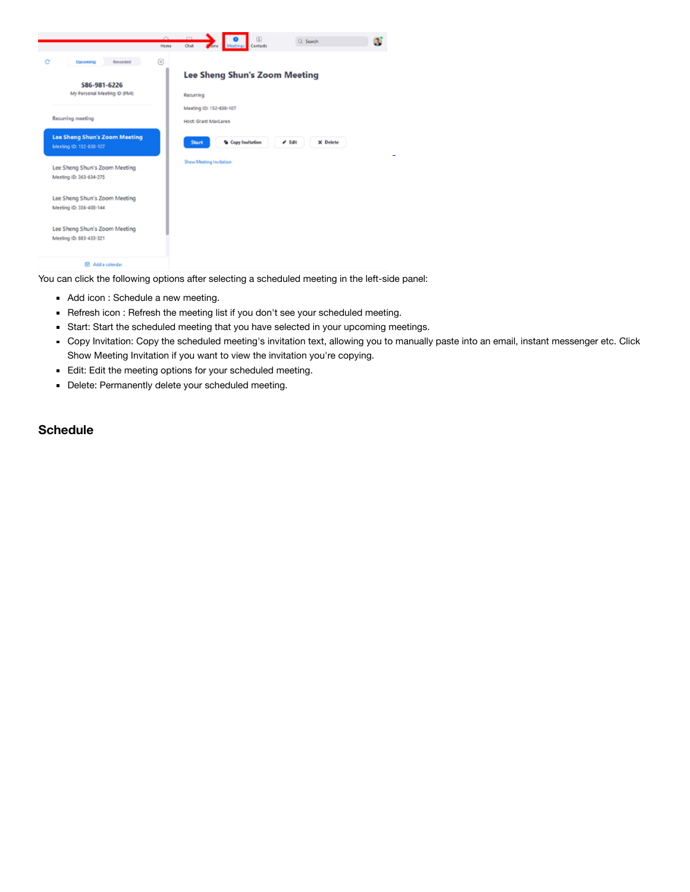You can click the following options after selecting a scheduled meeting in the left-side panel:

- Add icon : Schedule a new meeting.
- Refresh icon : Refresh the meeting list if you don't see your scheduled meeting.
- Start: Start the scheduled meeting that you have selected in your upcoming meetings.
- Copy Invitation: Copy the scheduled meeting's invitation text, allowing you to manually paste into an email, instant messenger etc. Click Show Meeting Invitation if you want to view the invitation you're copying.
- Edit: Edit the meeting options for your scheduled meeting.
- Delete: Permanently delete your scheduled meeting.

## Schedule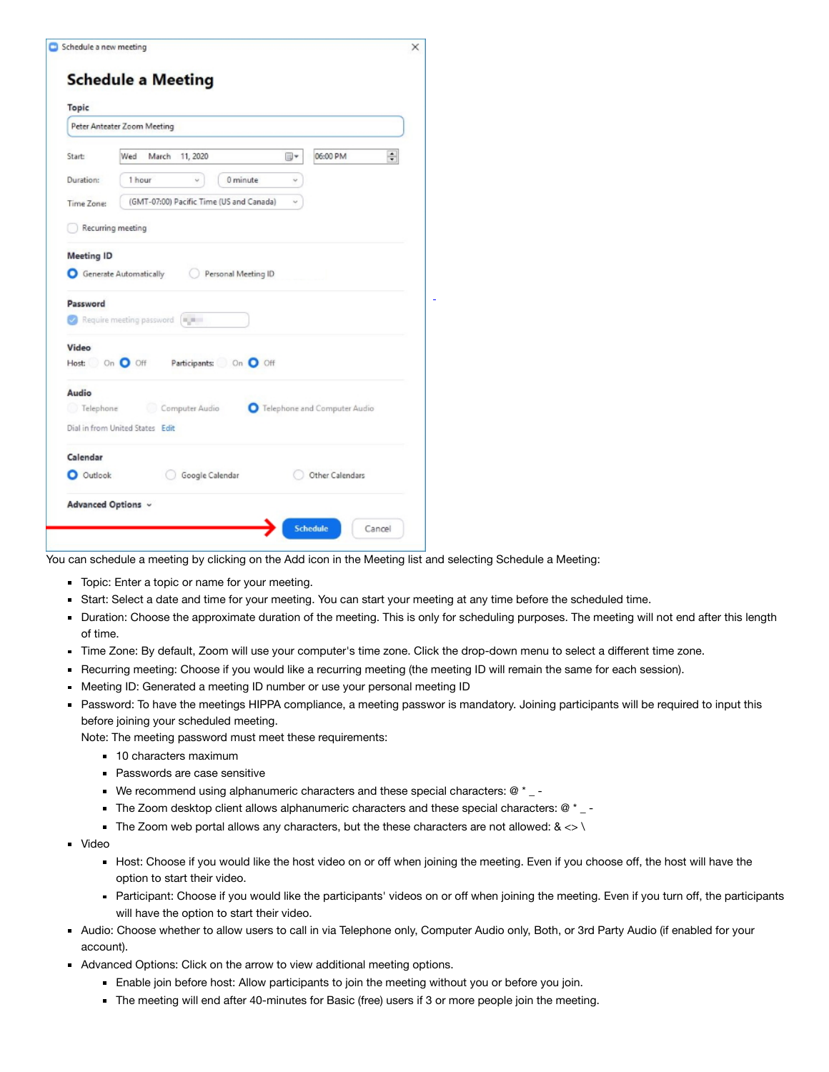You can schedule a meeting by clicking on the Add icon in the Meeting list and selecting Schedule a Meeting:

- Topic: Enter a topic or name for your meeting.
- Start: Select a date and time for your meeting. You can start your meeting at any time before the scheduled time.
- Duration: Choose the approximate duration of the meeting. This is only for scheduling purposes. The meeting will not end after this length of time.
- Time Zone: By default, Zoom will use your computer's time zone. Click the drop-down menu to select a different time zone.
- Recurring meeting: Choose if you would like a recurring meeting (the meeting ID will remain the same for each session).
- Meeting ID: Generated a meeting ID number or use your personal meeting ID
- Password: To have the meetings HIPPA compliance, a meeting passwor is mandatory. Joining participants will be required to input this before joining your scheduled meeting.
  Note: The meeting password must meet these requirements:
  - 10 characters maximum
  - Passwords are case sensitive
  - We recommend using alphanumeric characters and these special characters: @ * _ -
  - The Zoom desktop client allows alphanumeric characters and these special characters: @ * _ -
  - The Zoom web portal allows any characters, but the these characters are not allowed: & <> \
- Video
  - Host: Choose if you would like the host video on or off when joining the meeting. Even if you choose off, the host will have the option to start their video.
  - Participant: Choose if you would like the participants' videos on or off when joining the meeting. Even if you turn off, the participants will have the option to start their video.
- Audio: Choose whether to allow users to call in via Telephone only, Computer Audio only, Both, or 3rd Party Audio (if enabled for your account).
- Advanced Options: Click on the arrow to view additional meeting options.
  - Enable join before host: Allow participants to join the meeting without you or before you join.
  - The meeting will end after 40-minutes for Basic (free) users if 3 or more people join the meeting.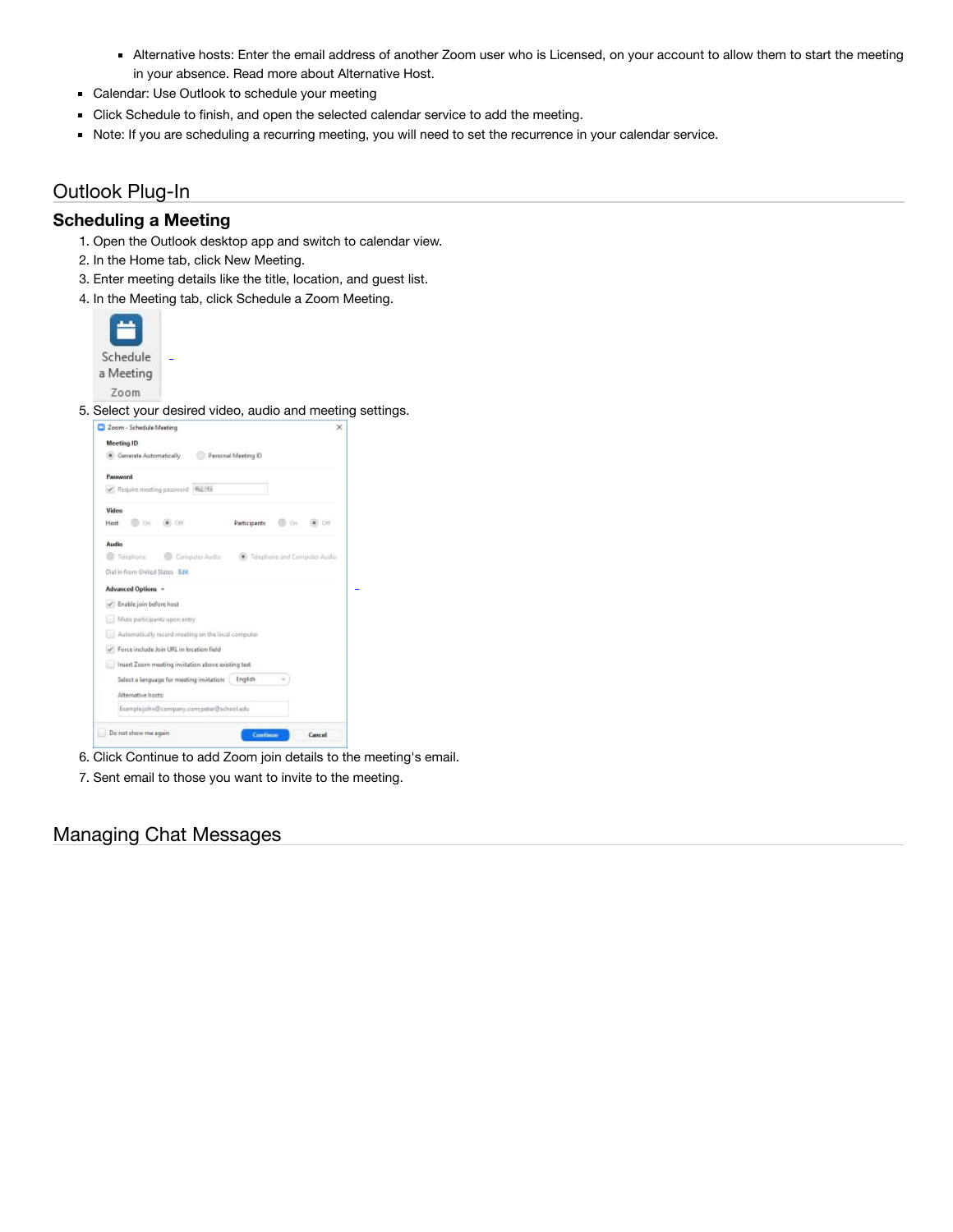- Alternative hosts: Enter the email address of another Zoom user who is Licensed, on your account to allow them to start the meeting in your absence. Read more about Alternative Host.
- Calendar: Use Outlook to schedule your meeting
- Click Schedule to finish, and open the selected calendar service to add the meeting.
- Note: If you are scheduling a recurring meeting, you will need to set the recurrence in your calendar service.

## Outlook Plug-In

### Scheduling a Meeting

1. Open the Outlook desktop app and switch to calendar view.
2. In the Home tab, click New Meeting.
3. Enter meeting details like the title, location, and guest list.
4. In the Meeting tab, click Schedule a Zoom Meeting.
5. Select your desired video, audio and meeting settings.
6. Click Continue to add Zoom join details to the meeting's email.
7. Sent email to those you want to invite to the meeting.

## Managing Chat Messages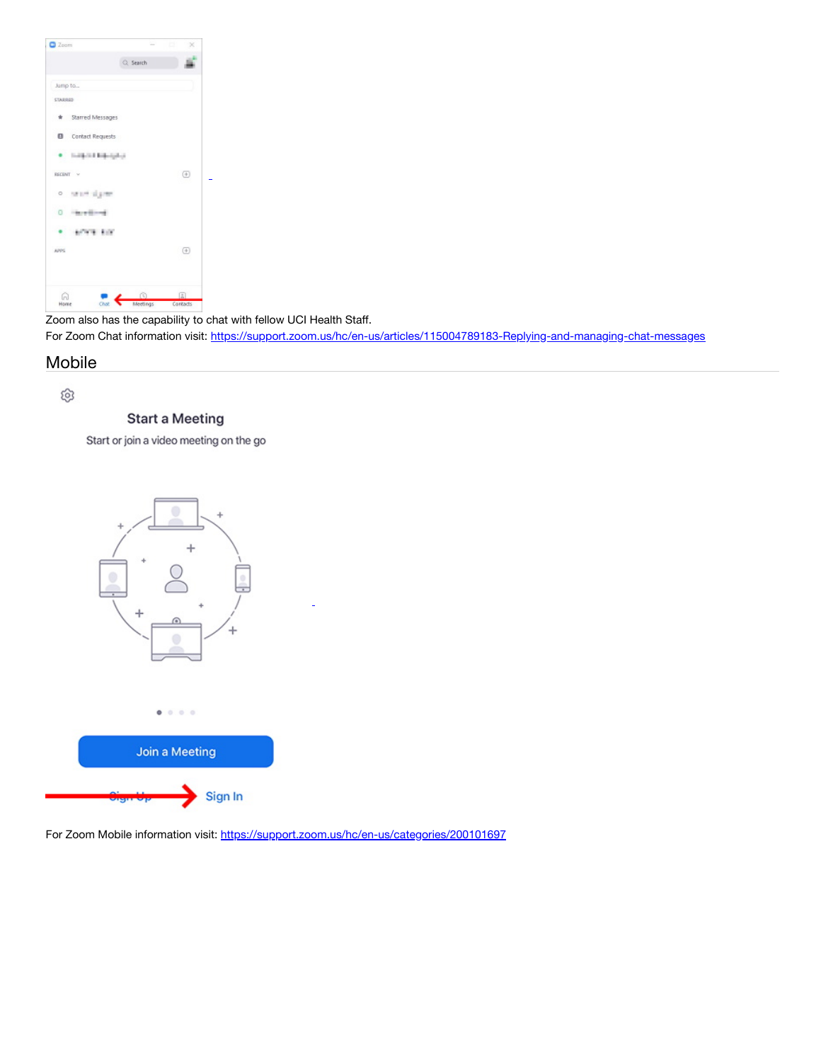Zoom also has the capability to chat with fellow UCI Health Staff.

For Zoom Chat information visit: https://support.zoom.us/hc/en-us/articles/115004789183-Replying-and-managing-chat-messages

## Mobile

For Zoom Mobile information visit: https://support.zoom.us/hc/en-us/categories/200101697